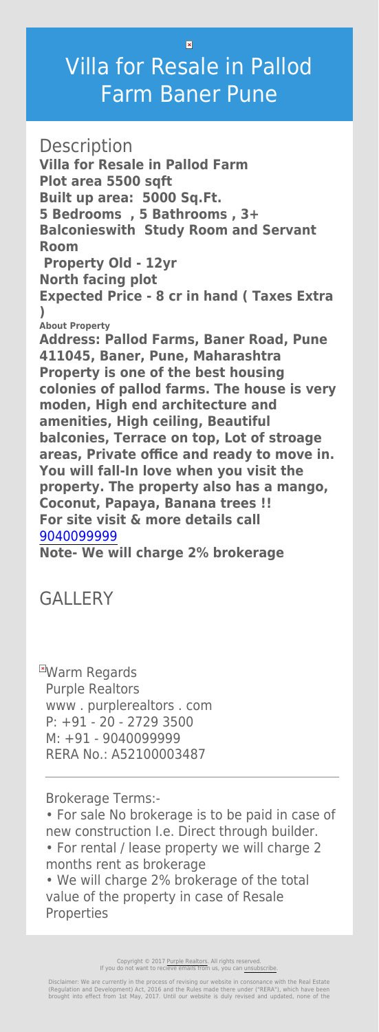# Villa for Resale in Pallod Farm Baner Pune

## Description

**Villa for Resale in Pallod Farm**
**Plot area 5500 sqft**
**Built up area: 5000 Sq.Ft.**
**5 Bedrooms , 5 Bathrooms , 3+ Balconieswith Study Room and Servant Room**
**Property Old - 12yr**
**North facing plot**
**Expected Price - 8 cr in hand ( Taxes Extra )**

**About Property**

**Address: Pallod Farms, Baner Road, Pune 411045, Baner, Pune, Maharashtra**
**Property is one of the best housing colonies of pallod farms. The house is very moden, High end architecture and amenities, High ceiling, Beautiful balconies, Terrace on top, Lot of stroage areas, Private office and ready to move in. You will fall-In love when you visit the property. The property also has a mango, Coconut, Papaya, Banana trees !!**
**For site visit & more details call** 9040099999
**Note- We will charge 2% brokerage**

## GALLERY

Warm Regards
Purple Realtors
www . purplerealtors . com
P: +91 - 20 - 2729 3500
M: +91 - 9040099999
RERA No.: A52100003487

---

Brokerage Terms:-

- For sale No brokerage is to be paid in case of new construction I.e. Direct through builder.
- For rental / lease property we will charge 2 months rent as brokerage
- We will charge 2% brokerage of the total value of the property in case of Resale Properties

Copyright © 2017 Purple Realtors. All rights reserved.
If you do not want to recieve emails from us, you can unsubscribe.

Disclaimer: We are currently in the process of revising our website in consonance with the Real Estate (Regulation and Development) Act, 2016 and the Rules made there under ("RERA"), which have been brought into effect from 1st May, 2017. Until our website is duly revised and updated, none of the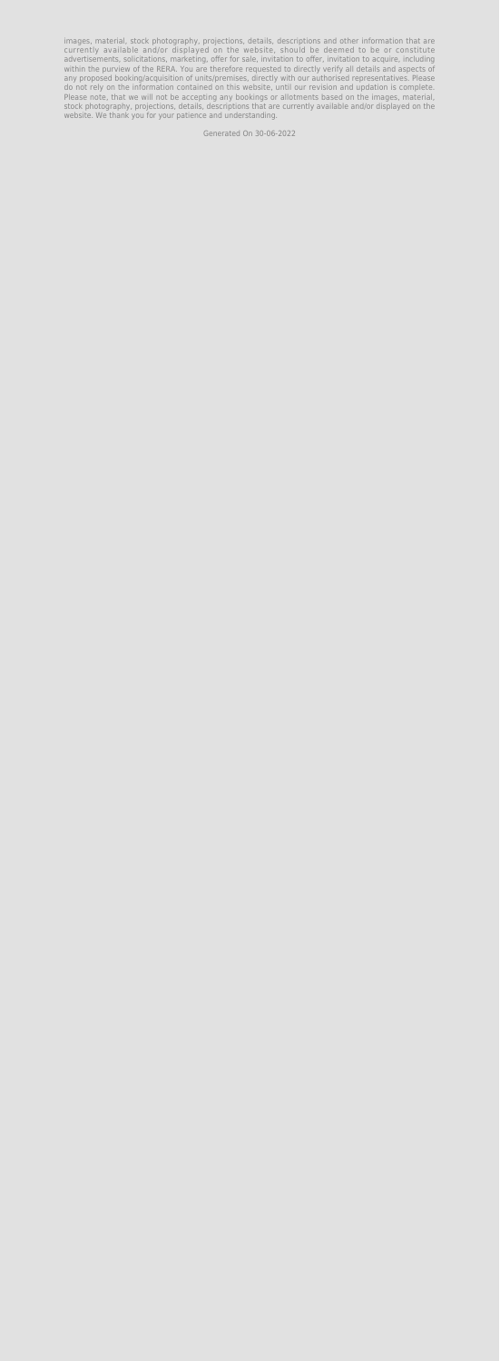images, material, stock photography, projections, details, descriptions and other information that are currently available and/or displayed on the website, should be deemed to be or constitute advertisements, solicitations, marketing, offer for sale, invitation to offer, invitation to acquire, including within the purview of the RERA. You are therefore requested to directly verify all details and aspects of any proposed booking/acquisition of units/premises, directly with our authorised representatives. Please do not rely on the information contained on this website, until our revision and updation is complete. Please note, that we will not be accepting any bookings or allotments based on the images, material, stock photography, projections, details, descriptions that are currently available and/or displayed on the website. We thank you for your patience and understanding.

Generated On 30-06-2022